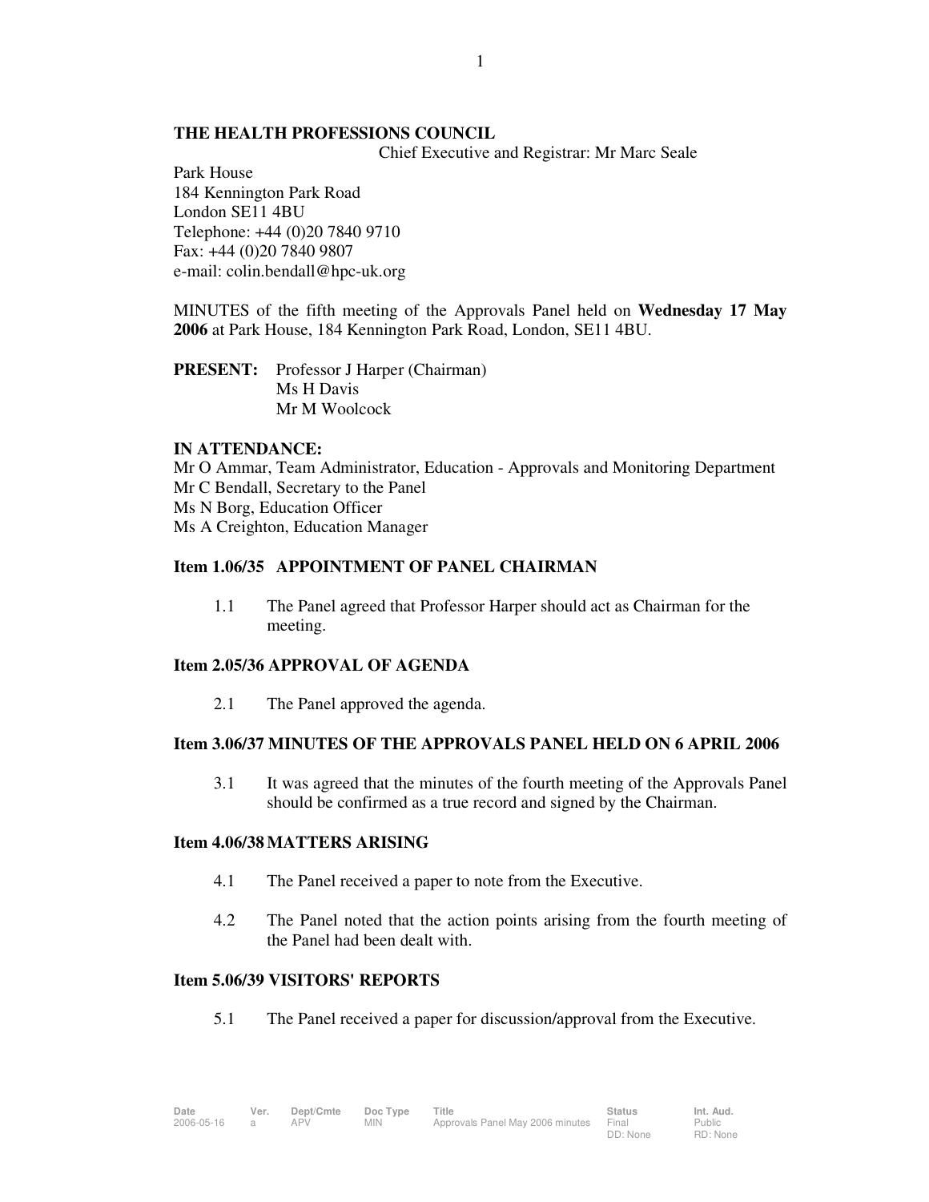**THE HEALTH PROFESSIONS COUNCIL**

Chief Executive and Registrar: Mr Marc Seale

Park House
184 Kennington Park Road
London SE11 4BU
Telephone: +44 (0)20 7840 9710
Fax: +44 (0)20 7840 9807
e-mail: colin.bendall@hpc-uk.org

MINUTES of the fifth meeting of the Approvals Panel held on **Wednesday 17 May 2006** at Park House, 184 Kennington Park Road, London, SE11 4BU.

**PRESENT:** Professor J Harper (Chairman)
Ms H Davis
Mr M Woolcock

**IN ATTENDANCE:**
Mr O Ammar, Team Administrator, Education - Approvals and Monitoring Department
Mr C Bendall, Secretary to the Panel
Ms N Borg, Education Officer
Ms A Creighton, Education Manager

**Item 1.06/35 APPOINTMENT OF PANEL CHAIRMAN**

1.1 The Panel agreed that Professor Harper should act as Chairman for the meeting.

**Item 2.05/36 APPROVAL OF AGENDA**

2.1 The Panel approved the agenda.

**Item 3.06/37 MINUTES OF THE APPROVALS PANEL HELD ON 6 APRIL 2006**

3.1 It was agreed that the minutes of the fourth meeting of the Approvals Panel should be confirmed as a true record and signed by the Chairman.

**Item 4.06/38 MATTERS ARISING**

4.1 The Panel received a paper to note from the Executive.

4.2 The Panel noted that the action points arising from the fourth meeting of the Panel had been dealt with.

**Item 5.06/39 VISITORS' REPORTS**

5.1 The Panel received a paper for discussion/approval from the Executive.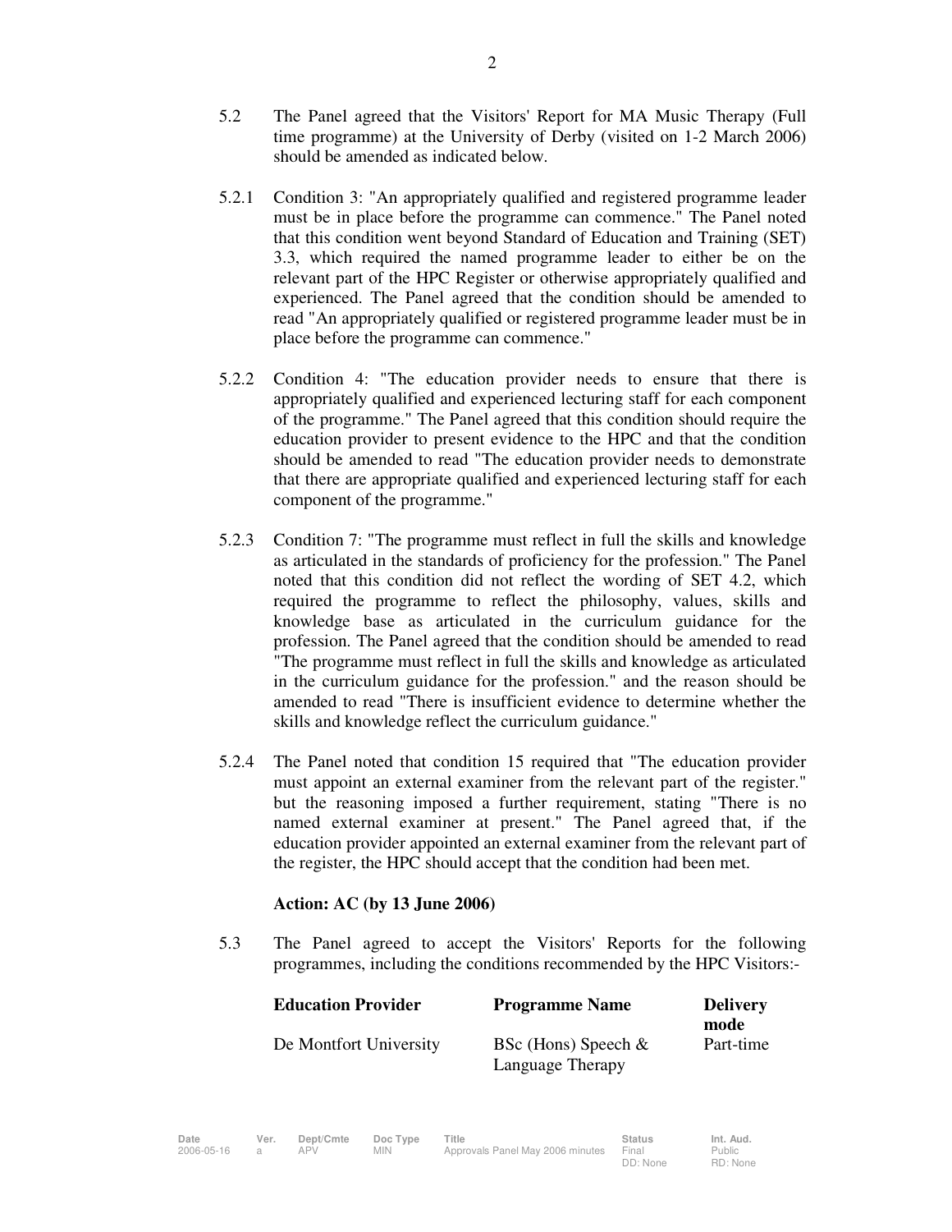5.2 The Panel agreed that the Visitors' Report for MA Music Therapy (Full time programme) at the University of Derby (visited on 1-2 March 2006) should be amended as indicated below.

5.2.1 Condition 3: "An appropriately qualified and registered programme leader must be in place before the programme can commence." The Panel noted that this condition went beyond Standard of Education and Training (SET) 3.3, which required the named programme leader to either be on the relevant part of the HPC Register or otherwise appropriately qualified and experienced. The Panel agreed that the condition should be amended to read "An appropriately qualified or registered programme leader must be in place before the programme can commence."

5.2.2 Condition 4: "The education provider needs to ensure that there is appropriately qualified and experienced lecturing staff for each component of the programme." The Panel agreed that this condition should require the education provider to present evidence to the HPC and that the condition should be amended to read "The education provider needs to demonstrate that there are appropriate qualified and experienced lecturing staff for each component of the programme."

5.2.3 Condition 7: "The programme must reflect in full the skills and knowledge as articulated in the standards of proficiency for the profession." The Panel noted that this condition did not reflect the wording of SET 4.2, which required the programme to reflect the philosophy, values, skills and knowledge base as articulated in the curriculum guidance for the profession. The Panel agreed that the condition should be amended to read "The programme must reflect in full the skills and knowledge as articulated in the curriculum guidance for the profession." and the reason should be amended to read "There is insufficient evidence to determine whether the skills and knowledge reflect the curriculum guidance."

5.2.4 The Panel noted that condition 15 required that "The education provider must appoint an external examiner from the relevant part of the register." but the reasoning imposed a further requirement, stating "There is no named external examiner at present." The Panel agreed that, if the education provider appointed an external examiner from the relevant part of the register, the HPC should accept that the condition had been met.

**Action: AC (by 13 June 2006)**

5.3 The Panel agreed to accept the Visitors' Reports for the following programmes, including the conditions recommended by the HPC Visitors:-

| **Education Provider** | **Programme Name** | **Delivery mode** |
| --- | --- | --- |
| De Montfort University | BSc (Hons) Speech & Language Therapy | Part-time |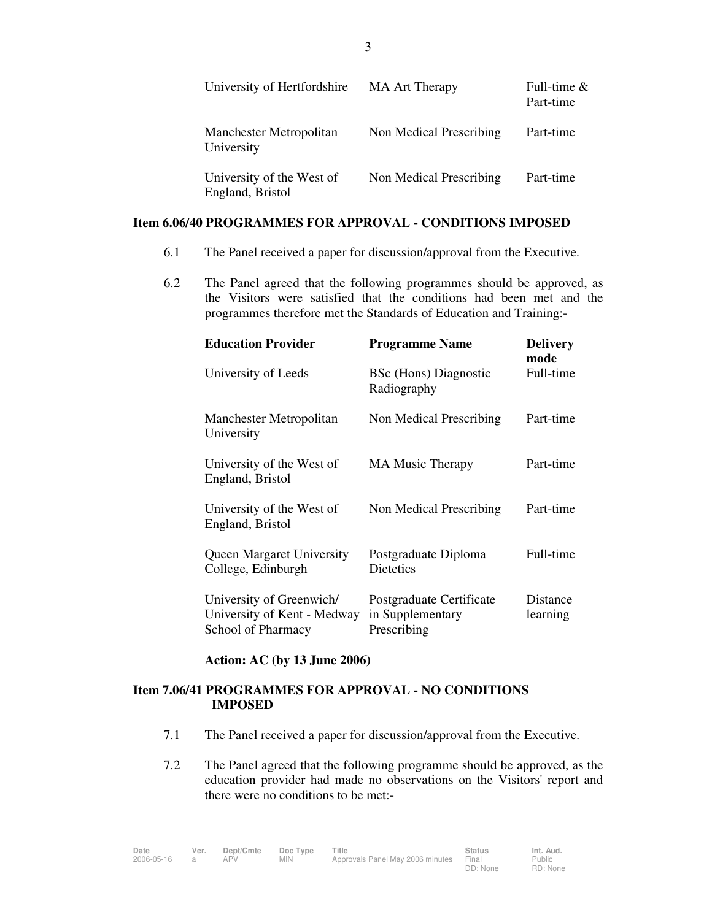| | | |
|---|---|---|
| University of Hertfordshire | MA Art Therapy | Full-time & Part-time |
| Manchester Metropolitan University | Non Medical Prescribing | Part-time |
| University of the West of England, Bristol | Non Medical Prescribing | Part-time |

**Item 6.06/40 PROGRAMMES FOR APPROVAL - CONDITIONS IMPOSED**

6.1 The Panel received a paper for discussion/approval from the Executive.

6.2 The Panel agreed that the following programmes should be approved, as the Visitors were satisfied that the conditions had been met and the programmes therefore met the Standards of Education and Training:-

| **Education Provider** | **Programme Name** | **Delivery mode** |
|---|---|---|
| University of Leeds | BSc (Hons) Diagnostic Radiography | Full-time |
| Manchester Metropolitan University | Non Medical Prescribing | Part-time |
| University of the West of England, Bristol | MA Music Therapy | Part-time |
| University of the West of England, Bristol | Non Medical Prescribing | Part-time |
| Queen Margaret University College, Edinburgh | Postgraduate Diploma Dietetics | Full-time |
| University of Greenwich/ University of Kent - Medway School of Pharmacy | Postgraduate Certificate in Supplementary Prescribing | Distance learning |

**Action: AC (by 13 June 2006)**

**Item 7.06/41 PROGRAMMES FOR APPROVAL - NO CONDITIONS IMPOSED**

7.1 The Panel received a paper for discussion/approval from the Executive.

7.2 The Panel agreed that the following programme should be approved, as the education provider had made no observations on the Visitors' report and there were no conditions to be met:-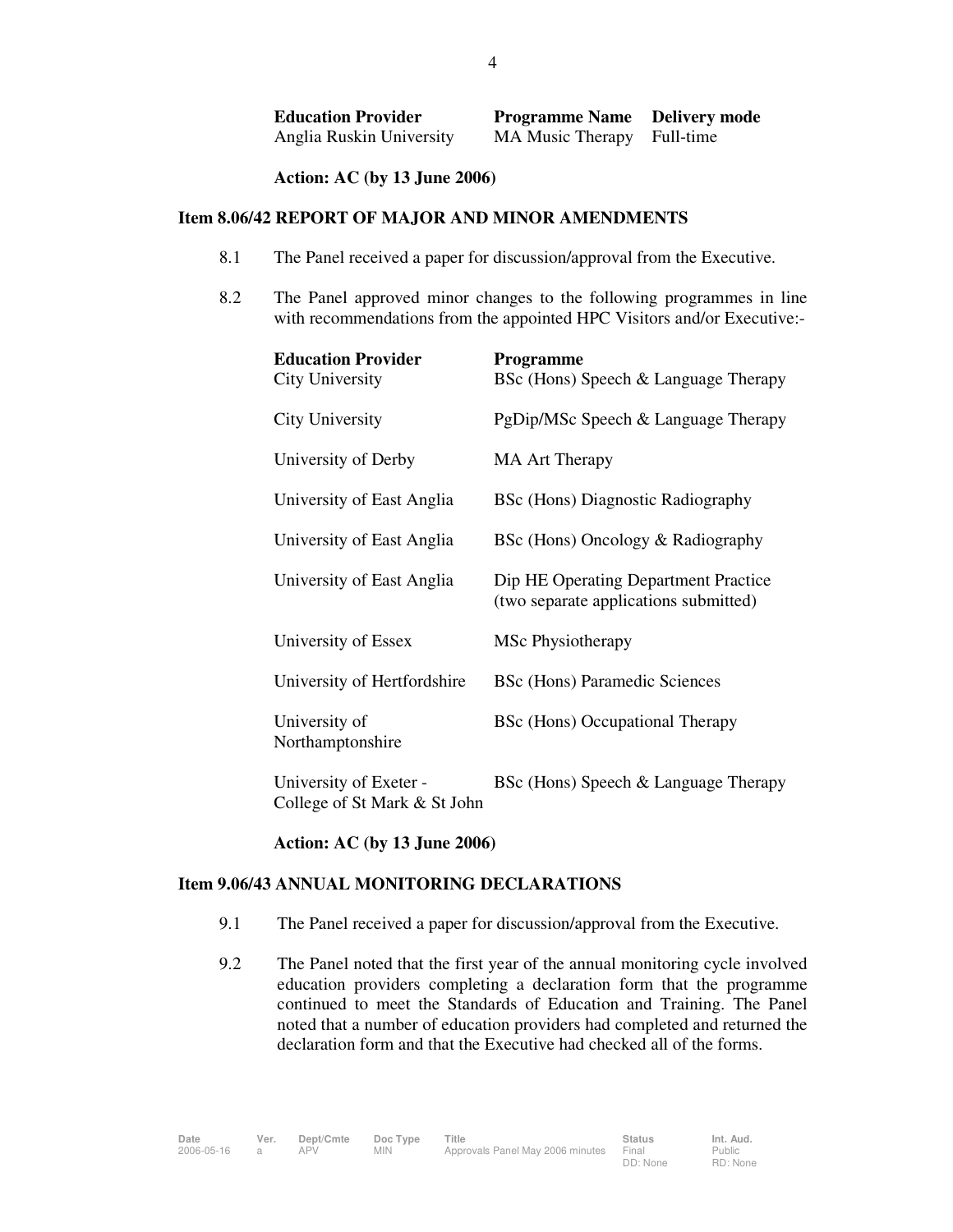| Education Provider | Programme Name | Delivery mode |
|---|---|---|
| Anglia Ruskin University | MA Music Therapy | Full-time |

**Action: AC (by 13 June 2006)**

## Item 8.06/42 REPORT OF MAJOR AND MINOR AMENDMENTS

8.1 The Panel received a paper for discussion/approval from the Executive.

8.2 The Panel approved minor changes to the following programmes in line with recommendations from the appointed HPC Visitors and/or Executive:-

| Education Provider | Programme |
|---|---|
| City University | BSc (Hons) Speech & Language Therapy |
| City University | PgDip/MSc Speech & Language Therapy |
| University of Derby | MA Art Therapy |
| University of East Anglia | BSc (Hons) Diagnostic Radiography |
| University of East Anglia | BSc (Hons) Oncology & Radiography |
| University of East Anglia | Dip HE Operating Department Practice (two separate applications submitted) |
| University of Essex | MSc Physiotherapy |
| University of Hertfordshire | BSc (Hons) Paramedic Sciences |
| University of Northamptonshire | BSc (Hons) Occupational Therapy |
| University of Exeter - College of St Mark & St John | BSc (Hons) Speech & Language Therapy |

**Action: AC (by 13 June 2006)**

## Item 9.06/43 ANNUAL MONITORING DECLARATIONS

9.1 The Panel received a paper for discussion/approval from the Executive.

9.2 The Panel noted that the first year of the annual monitoring cycle involved education providers completing a declaration form that the programme continued to meet the Standards of Education and Training. The Panel noted that a number of education providers had completed and returned the declaration form and that the Executive had checked all of the forms.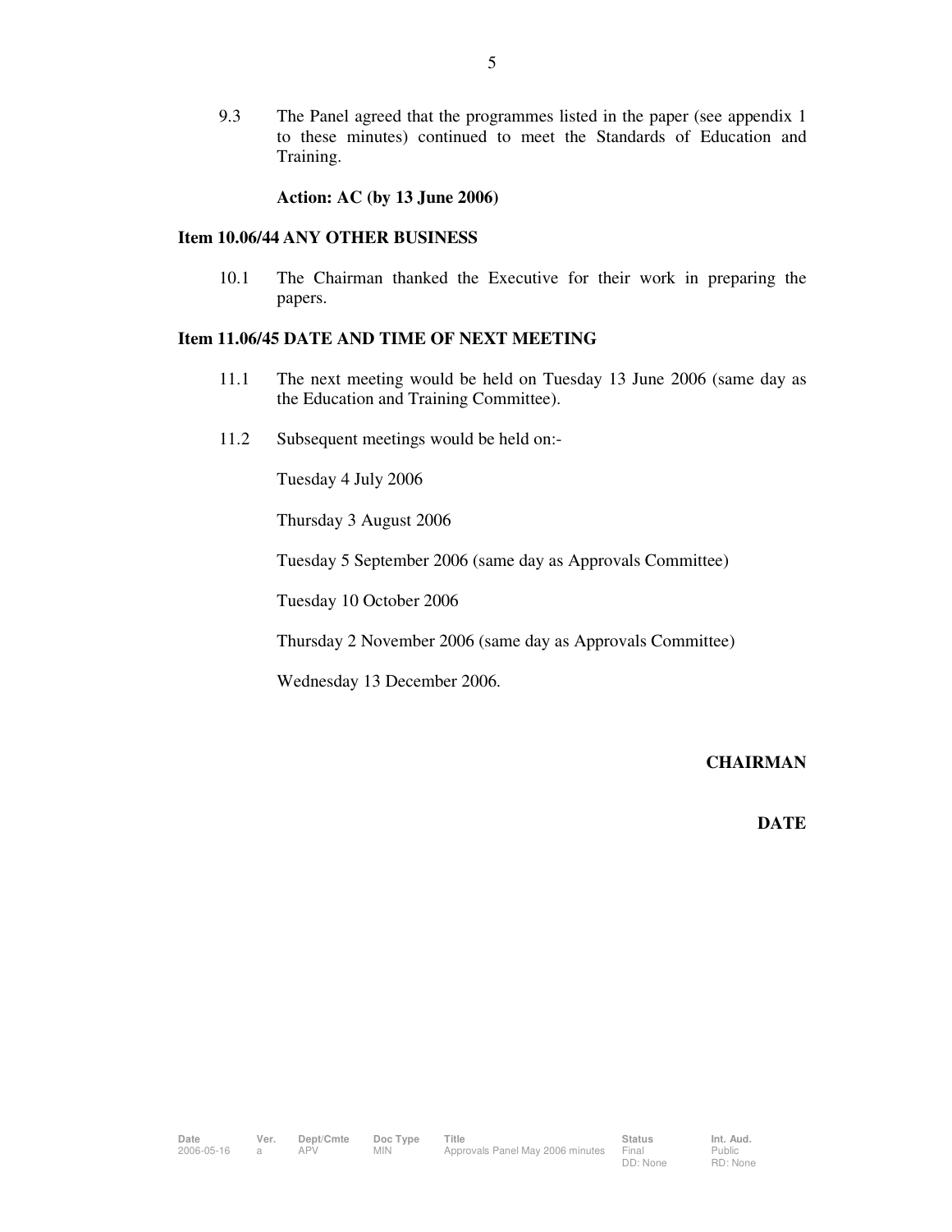9.3 The Panel agreed that the programmes listed in the paper (see appendix 1 to these minutes) continued to meet the Standards of Education and Training.

**Action: AC (by 13 June 2006)**

**Item 10.06/44 ANY OTHER BUSINESS**

10.1 The Chairman thanked the Executive for their work in preparing the papers.

**Item 11.06/45 DATE AND TIME OF NEXT MEETING**

11.1 The next meeting would be held on Tuesday 13 June 2006 (same day as the Education and Training Committee).

11.2 Subsequent meetings would be held on:-

Tuesday 4 July 2006

Thursday 3 August 2006

Tuesday 5 September 2006 (same day as Approvals Committee)

Tuesday 10 October 2006

Thursday 2 November 2006 (same day as Approvals Committee)

Wednesday 13 December 2006.

**CHAIRMAN**

**DATE**

| Date | Ver. | Dept/Cmte | Doc Type | Title | Status | Int. Aud. |
|---|---|---|---|---|---|---|
| 2006-05-16 | a | APV | MIN | Approvals Panel May 2006 minutes | Final<br>DD: None | Public<br>RD: None |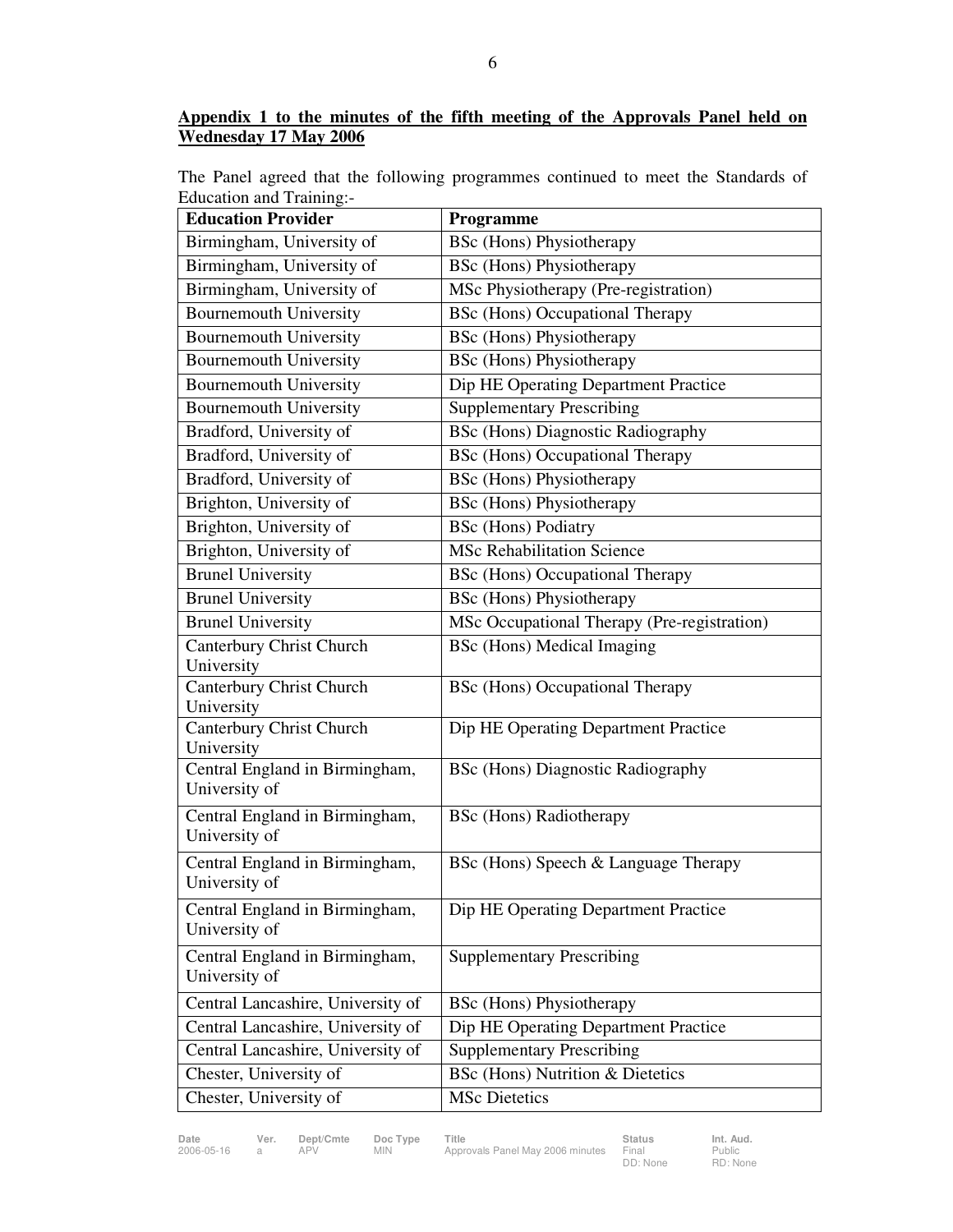**Appendix 1 to the minutes of the fifth meeting of the Approvals Panel held on Wednesday 17 May 2006**

The Panel agreed that the following programmes continued to meet the Standards of Education and Training:-

| Education Provider | Programme |
|---|---|
| Birmingham, University of | BSc (Hons) Physiotherapy |
| Birmingham, University of | BSc (Hons) Physiotherapy |
| Birmingham, University of | MSc Physiotherapy (Pre-registration) |
| Bournemouth University | BSc (Hons) Occupational Therapy |
| Bournemouth University | BSc (Hons) Physiotherapy |
| Bournemouth University | BSc (Hons) Physiotherapy |
| Bournemouth University | Dip HE Operating Department Practice |
| Bournemouth University | Supplementary Prescribing |
| Bradford, University of | BSc (Hons) Diagnostic Radiography |
| Bradford, University of | BSc (Hons) Occupational Therapy |
| Bradford, University of | BSc (Hons) Physiotherapy |
| Brighton, University of | BSc (Hons) Physiotherapy |
| Brighton, University of | BSc (Hons) Podiatry |
| Brighton, University of | MSc Rehabilitation Science |
| Brunel University | BSc (Hons) Occupational Therapy |
| Brunel University | BSc (Hons) Physiotherapy |
| Brunel University | MSc Occupational Therapy (Pre-registration) |
| Canterbury Christ Church University | BSc (Hons) Medical Imaging |
| Canterbury Christ Church University | BSc (Hons) Occupational Therapy |
| Canterbury Christ Church University | Dip HE Operating Department Practice |
| Central England in Birmingham, University of | BSc (Hons) Diagnostic Radiography |
| Central England in Birmingham, University of | BSc (Hons) Radiotherapy |
| Central England in Birmingham, University of | BSc (Hons) Speech & Language Therapy |
| Central England in Birmingham, University of | Dip HE Operating Department Practice |
| Central England in Birmingham, University of | Supplementary Prescribing |
| Central Lancashire, University of | BSc (Hons) Physiotherapy |
| Central Lancashire, University of | Dip HE Operating Department Practice |
| Central Lancashire, University of | Supplementary Prescribing |
| Chester, University of | BSc (Hons) Nutrition & Dietetics |
| Chester, University of | MSc Dietetics |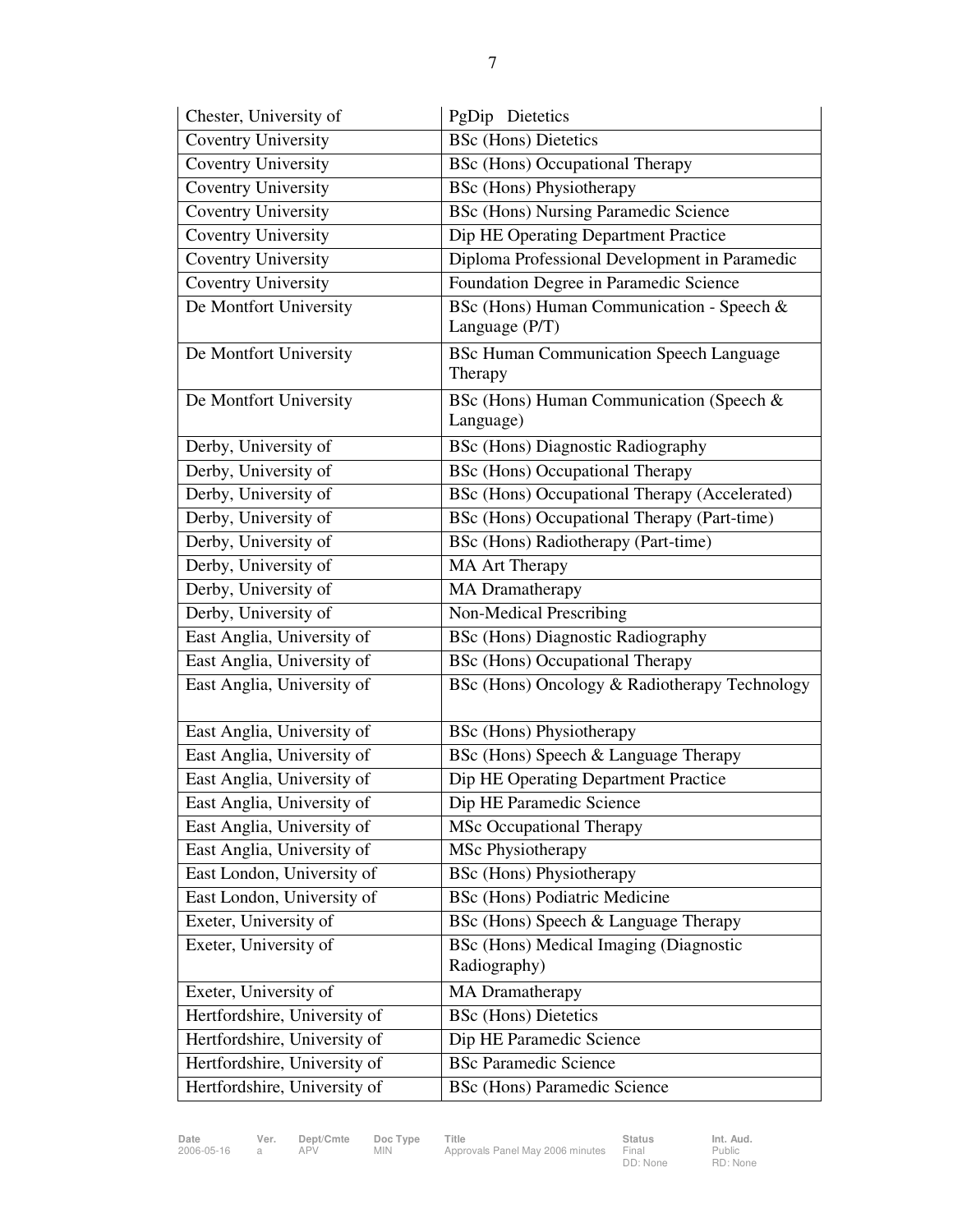| | |
|---|---|
| Chester, University of | PgDip Dietetics |
| Coventry University | BSc (Hons) Dietetics |
| Coventry University | BSc (Hons) Occupational Therapy |
| Coventry University | BSc (Hons) Physiotherapy |
| Coventry University | BSc (Hons) Nursing Paramedic Science |
| Coventry University | Dip HE Operating Department Practice |
| Coventry University | Diploma Professional Development in Paramedic |
| Coventry University | Foundation Degree in Paramedic Science |
| De Montfort University | BSc (Hons) Human Communication - Speech & Language (P/T) |
| De Montfort University | BSc Human Communication Speech Language Therapy |
| De Montfort University | BSc (Hons) Human Communication (Speech & Language) |
| Derby, University of | BSc (Hons) Diagnostic Radiography |
| Derby, University of | BSc (Hons) Occupational Therapy |
| Derby, University of | BSc (Hons) Occupational Therapy (Accelerated) |
| Derby, University of | BSc (Hons) Occupational Therapy (Part-time) |
| Derby, University of | BSc (Hons) Radiotherapy (Part-time) |
| Derby, University of | MA Art Therapy |
| Derby, University of | MA Dramatherapy |
| Derby, University of | Non-Medical Prescribing |
| East Anglia, University of | BSc (Hons) Diagnostic Radiography |
| East Anglia, University of | BSc (Hons) Occupational Therapy |
| East Anglia, University of | BSc (Hons) Oncology & Radiotherapy Technology |
| East Anglia, University of | BSc (Hons) Physiotherapy |
| East Anglia, University of | BSc (Hons) Speech & Language Therapy |
| East Anglia, University of | Dip HE Operating Department Practice |
| East Anglia, University of | Dip HE Paramedic Science |
| East Anglia, University of | MSc Occupational Therapy |
| East Anglia, University of | MSc Physiotherapy |
| East London, University of | BSc (Hons) Physiotherapy |
| East London, University of | BSc (Hons) Podiatric Medicine |
| Exeter, University of | BSc (Hons) Speech & Language Therapy |
| Exeter, University of | BSc (Hons) Medical Imaging (Diagnostic Radiography) |
| Exeter, University of | MA Dramatherapy |
| Hertfordshire, University of | BSc (Hons) Dietetics |
| Hertfordshire, University of | Dip HE Paramedic Science |
| Hertfordshire, University of | BSc Paramedic Science |
| Hertfordshire, University of | BSc (Hons) Paramedic Science |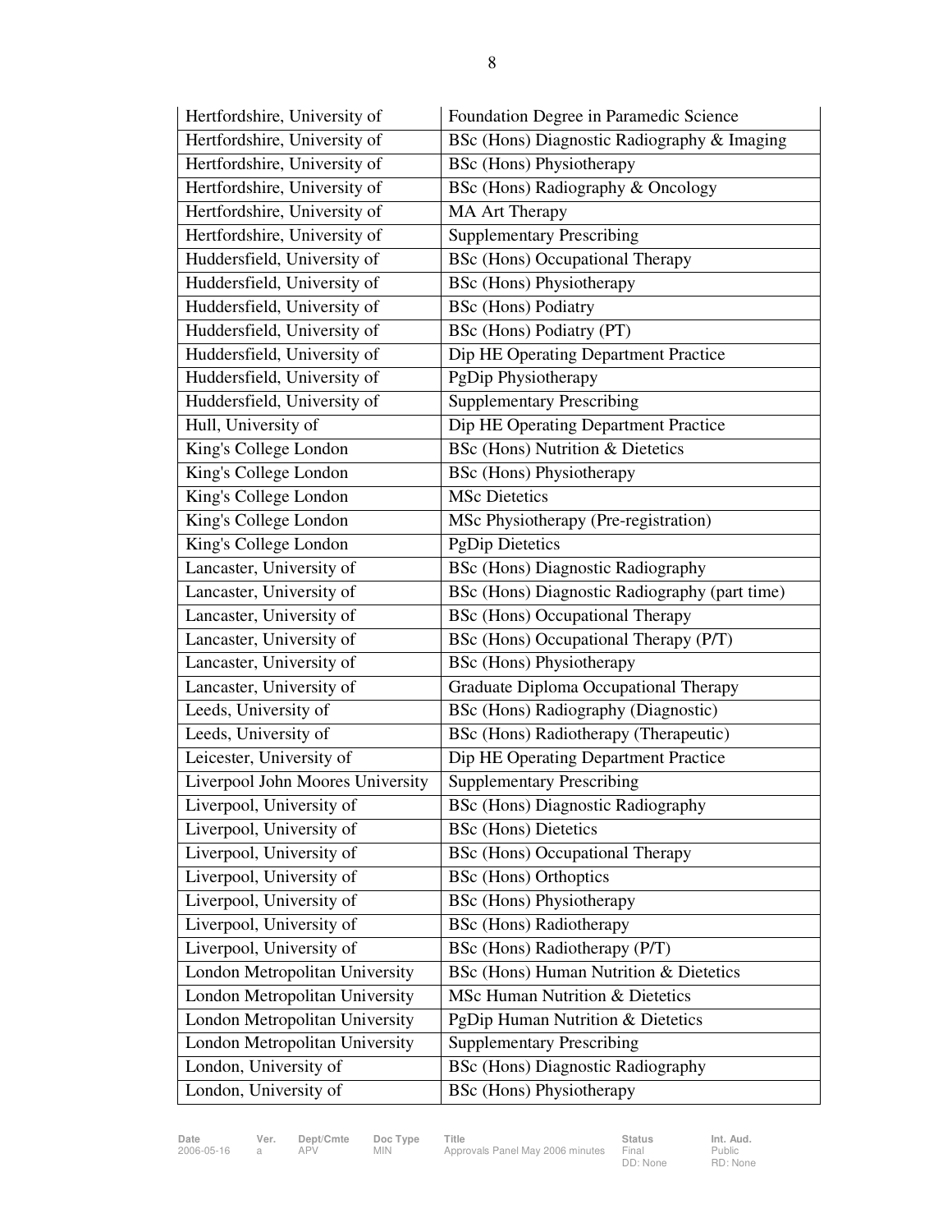| | |
|---|---|
| Hertfordshire, University of | Foundation Degree in Paramedic Science |
| Hertfordshire, University of | BSc (Hons) Diagnostic Radiography & Imaging |
| Hertfordshire, University of | BSc (Hons) Physiotherapy |
| Hertfordshire, University of | BSc (Hons) Radiography & Oncology |
| Hertfordshire, University of | MA Art Therapy |
| Hertfordshire, University of | Supplementary Prescribing |
| Huddersfield, University of | BSc (Hons) Occupational Therapy |
| Huddersfield, University of | BSc (Hons) Physiotherapy |
| Huddersfield, University of | BSc (Hons) Podiatry |
| Huddersfield, University of | BSc (Hons) Podiatry (PT) |
| Huddersfield, University of | Dip HE Operating Department Practice |
| Huddersfield, University of | PgDip Physiotherapy |
| Huddersfield, University of | Supplementary Prescribing |
| Hull, University of | Dip HE Operating Department Practice |
| King's College London | BSc (Hons) Nutrition & Dietetics |
| King's College London | BSc (Hons) Physiotherapy |
| King's College London | MSc Dietetics |
| King's College London | MSc Physiotherapy (Pre-registration) |
| King's College London | PgDip Dietetics |
| Lancaster, University of | BSc (Hons) Diagnostic Radiography |
| Lancaster, University of | BSc (Hons) Diagnostic Radiography (part time) |
| Lancaster, University of | BSc (Hons) Occupational Therapy |
| Lancaster, University of | BSc (Hons) Occupational Therapy (P/T) |
| Lancaster, University of | BSc (Hons) Physiotherapy |
| Lancaster, University of | Graduate Diploma Occupational Therapy |
| Leeds, University of | BSc (Hons) Radiography (Diagnostic) |
| Leeds, University of | BSc (Hons) Radiotherapy (Therapeutic) |
| Leicester, University of | Dip HE Operating Department Practice |
| Liverpool John Moores University | Supplementary Prescribing |
| Liverpool, University of | BSc (Hons) Diagnostic Radiography |
| Liverpool, University of | BSc (Hons) Dietetics |
| Liverpool, University of | BSc (Hons) Occupational Therapy |
| Liverpool, University of | BSc (Hons) Orthoptics |
| Liverpool, University of | BSc (Hons) Physiotherapy |
| Liverpool, University of | BSc (Hons) Radiotherapy |
| Liverpool, University of | BSc (Hons) Radiotherapy (P/T) |
| London Metropolitan University | BSc (Hons) Human Nutrition & Dietetics |
| London Metropolitan University | MSc Human Nutrition & Dietetics |
| London Metropolitan University | PgDip Human Nutrition & Dietetics |
| London Metropolitan University | Supplementary Prescribing |
| London, University of | BSc (Hons) Diagnostic Radiography |
| London, University of | BSc (Hons) Physiotherapy |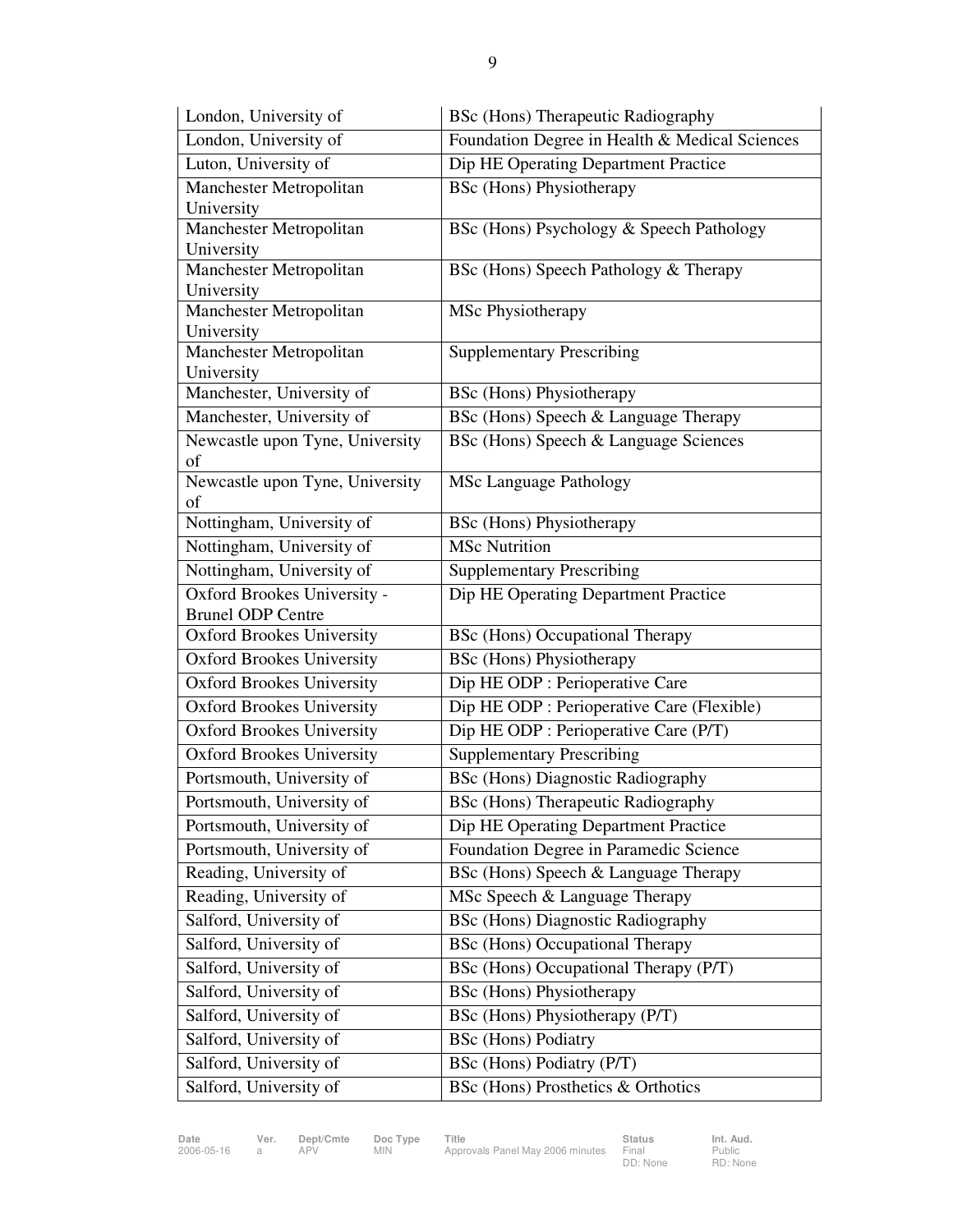| | |
|---|---|
| London, University of | BSc (Hons) Therapeutic Radiography |
| London, University of | Foundation Degree in Health & Medical Sciences |
| Luton, University of | Dip HE Operating Department Practice |
| Manchester Metropolitan University | BSc (Hons) Physiotherapy |
| Manchester Metropolitan University | BSc (Hons) Psychology & Speech Pathology |
| Manchester Metropolitan University | BSc (Hons) Speech Pathology & Therapy |
| Manchester Metropolitan University | MSc Physiotherapy |
| Manchester Metropolitan University | Supplementary Prescribing |
| Manchester, University of | BSc (Hons) Physiotherapy |
| Manchester, University of | BSc (Hons) Speech & Language Therapy |
| Newcastle upon Tyne, University of | BSc (Hons) Speech & Language Sciences |
| Newcastle upon Tyne, University of | MSc Language Pathology |
| Nottingham, University of | BSc (Hons) Physiotherapy |
| Nottingham, University of | MSc Nutrition |
| Nottingham, University of | Supplementary Prescribing |
| Oxford Brookes University - Brunel ODP Centre | Dip HE Operating Department Practice |
| Oxford Brookes University | BSc (Hons) Occupational Therapy |
| Oxford Brookes University | BSc (Hons) Physiotherapy |
| Oxford Brookes University | Dip HE ODP : Perioperative Care |
| Oxford Brookes University | Dip HE ODP : Perioperative Care (Flexible) |
| Oxford Brookes University | Dip HE ODP : Perioperative Care (P/T) |
| Oxford Brookes University | Supplementary Prescribing |
| Portsmouth, University of | BSc (Hons) Diagnostic Radiography |
| Portsmouth, University of | BSc (Hons) Therapeutic Radiography |
| Portsmouth, University of | Dip HE Operating Department Practice |
| Portsmouth, University of | Foundation Degree in Paramedic Science |
| Reading, University of | BSc (Hons) Speech & Language Therapy |
| Reading, University of | MSc Speech & Language Therapy |
| Salford, University of | BSc (Hons) Diagnostic Radiography |
| Salford, University of | BSc (Hons) Occupational Therapy |
| Salford, University of | BSc (Hons) Occupational Therapy (P/T) |
| Salford, University of | BSc (Hons) Physiotherapy |
| Salford, University of | BSc (Hons) Physiotherapy (P/T) |
| Salford, University of | BSc (Hons) Podiatry |
| Salford, University of | BSc (Hons) Podiatry (P/T) |
| Salford, University of | BSc (Hons) Prosthetics & Orthotics |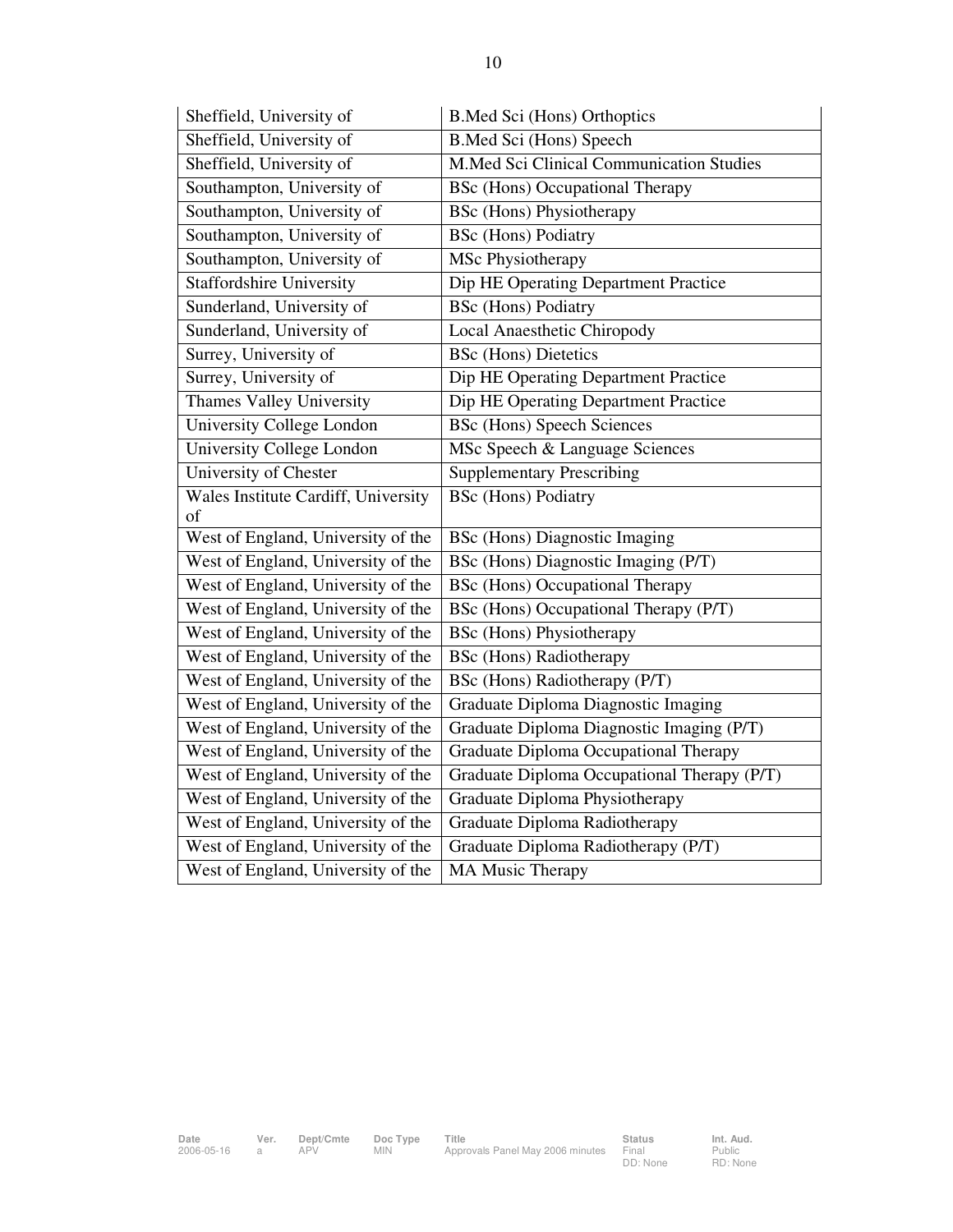| | |
|---|---|
| Sheffield, University of | B.Med Sci (Hons) Orthoptics |
| Sheffield, University of | B.Med Sci (Hons) Speech |
| Sheffield, University of | M.Med Sci Clinical Communication Studies |
| Southampton, University of | BSc (Hons) Occupational Therapy |
| Southampton, University of | BSc (Hons) Physiotherapy |
| Southampton, University of | BSc (Hons) Podiatry |
| Southampton, University of | MSc Physiotherapy |
| Staffordshire University | Dip HE Operating Department Practice |
| Sunderland, University of | BSc (Hons) Podiatry |
| Sunderland, University of | Local Anaesthetic Chiropody |
| Surrey, University of | BSc (Hons) Dietetics |
| Surrey, University of | Dip HE Operating Department Practice |
| Thames Valley University | Dip HE Operating Department Practice |
| University College London | BSc (Hons) Speech Sciences |
| University College London | MSc Speech & Language Sciences |
| University of Chester | Supplementary Prescribing |
| Wales Institute Cardiff, University of | BSc (Hons) Podiatry |
| West of England, University of the | BSc (Hons) Diagnostic Imaging |
| West of England, University of the | BSc (Hons) Diagnostic Imaging (P/T) |
| West of England, University of the | BSc (Hons) Occupational Therapy |
| West of England, University of the | BSc (Hons) Occupational Therapy (P/T) |
| West of England, University of the | BSc (Hons) Physiotherapy |
| West of England, University of the | BSc (Hons) Radiotherapy |
| West of England, University of the | BSc (Hons) Radiotherapy (P/T) |
| West of England, University of the | Graduate Diploma Diagnostic Imaging |
| West of England, University of the | Graduate Diploma Diagnostic Imaging (P/T) |
| West of England, University of the | Graduate Diploma Occupational Therapy |
| West of England, University of the | Graduate Diploma Occupational Therapy (P/T) |
| West of England, University of the | Graduate Diploma Physiotherapy |
| West of England, University of the | Graduate Diploma Radiotherapy |
| West of England, University of the | Graduate Diploma Radiotherapy (P/T) |
| West of England, University of the | MA Music Therapy |